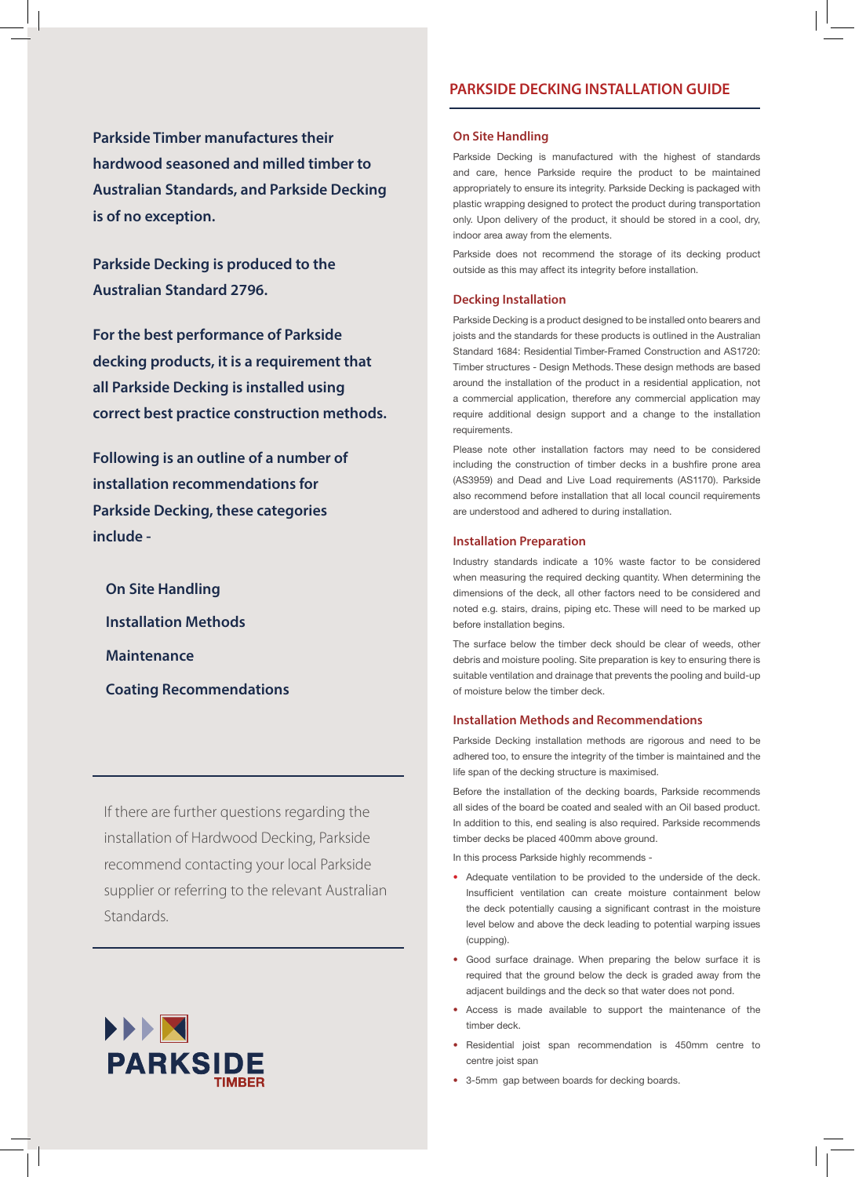**Parkside Timber manufactures their hardwood seasoned and milled timber to Australian Standards, and Parkside Decking is of no exception.**

**Parkside Decking is produced to the Australian Standard 2796.**

**For the best performance of Parkside decking products, it is a requirement that all Parkside Decking is installed using correct best practice construction methods.**

**Following is an outline of a number of installation recommendations for Parkside Decking, these categories include -**

- **On Site Handling**
- **Installation Methods**
- **Maintenance**
- **Coating Recommendations**

---

If there are further questions regarding the installation of Hardwood Decking, Parkside recommend contacting your local Parkside supplier or referring to the relevant Australian Standards.

---

PARKSIDE TIMBER

# PARKSIDE DECKING INSTALLATION GUIDE

## On Site Handling

Parkside Decking is manufactured with the highest of standards and care, hence Parkside require the product to be maintained appropriately to ensure its integrity. Parkside Decking is packaged with plastic wrapping designed to protect the product during transportation only. Upon delivery of the product, it should be stored in a cool, dry, indoor area away from the elements.

Parkside does not recommend the storage of its decking product outside as this may affect its integrity before installation.

## Decking Installation

Parkside Decking is a product designed to be installed onto bearers and joists and the standards for these products is outlined in the Australian Standard 1684: Residential Timber-Framed Construction and AS1720: Timber structures - Design Methods. These design methods are based around the installation of the product in a residential application, not a commercial application, therefore any commercial application may require additional design support and a change to the installation requirements.

Please note other installation factors may need to be considered including the construction of timber decks in a bushfire prone area (AS3959) and Dead and Live Load requirements (AS1170). Parkside also recommend before installation that all local council requirements are understood and adhered to during installation.

## Installation Preparation

Industry standards indicate a 10% waste factor to be considered when measuring the required decking quantity. When determining the dimensions of the deck, all other factors need to be considered and noted e.g. stairs, drains, piping etc. These will need to be marked up before installation begins.

The surface below the timber deck should be clear of weeds, other debris and moisture pooling. Site preparation is key to ensuring there is suitable ventilation and drainage that prevents the pooling and build-up of moisture below the timber deck.

## Installation Methods and Recommendations

Parkside Decking installation methods are rigorous and need to be adhered too, to ensure the integrity of the timber is maintained and the life span of the decking structure is maximised.

Before the installation of the decking boards, Parkside recommends all sides of the board be coated and sealed with an Oil based product. In addition to this, end sealing is also required. Parkside recommends timber decks be placed 400mm above ground.

In this process Parkside highly recommends -

- Adequate ventilation to be provided to the underside of the deck. Insufficient ventilation can create moisture containment below the deck potentially causing a significant contrast in the moisture level below and above the deck leading to potential warping issues (cupping).
- Good surface drainage. When preparing the below surface it is required that the ground below the deck is graded away from the adjacent buildings and the deck so that water does not pond.
- Access is made available to support the maintenance of the timber deck.
- Residential joist span recommendation is 450mm centre to centre joist span
- 3-5mm gap between boards for decking boards.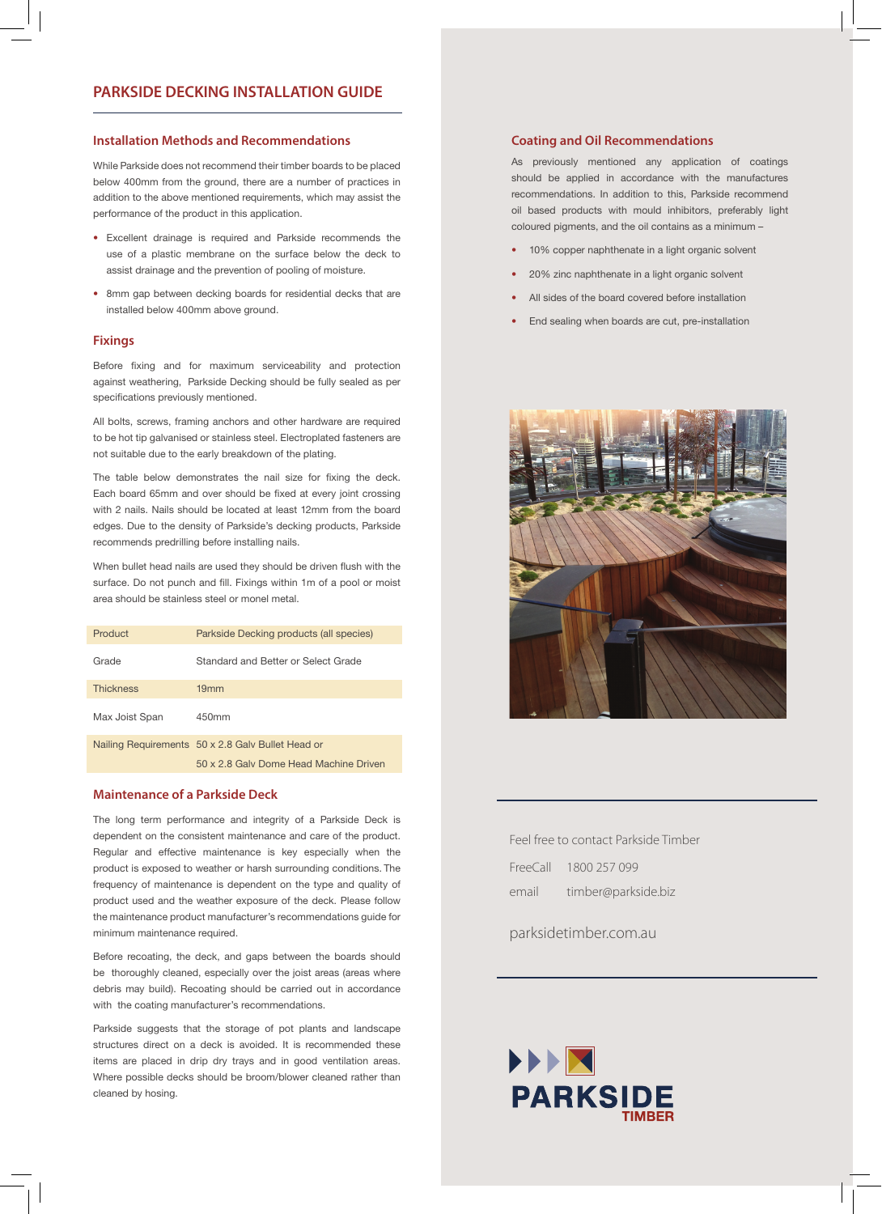# PARKSIDE DECKING INSTALLATION GUIDE

## Installation Methods and Recommendations

While Parkside does not recommend their timber boards to be placed below 400mm from the ground, there are a number of practices in addition to the above mentioned requirements, which may assist the performance of the product in this application.

- Excellent drainage is required and Parkside recommends the use of a plastic membrane on the surface below the deck to assist drainage and the prevention of pooling of moisture.
- 8mm gap between decking boards for residential decks that are installed below 400mm above ground.

## Fixings

Before fixing and for maximum serviceability and protection against weathering, Parkside Decking should be fully sealed as per specifications previously mentioned.

All bolts, screws, framing anchors and other hardware are required to be hot tip galvanised or stainless steel. Electroplated fasteners are not suitable due to the early breakdown of the plating.

The table below demonstrates the nail size for fixing the deck. Each board 65mm and over should be fixed at every joint crossing with 2 nails. Nails should be located at least 12mm from the board edges. Due to the density of Parkside's decking products, Parkside recommends predrilling before installing nails.

When bullet head nails are used they should be driven flush with the surface. Do not punch and fill. Fixings within 1m of a pool or moist area should be stainless steel or monel metal.

| | |
|---|---|
| Product | Parkside Decking products (all species) |
| Grade | Standard and Better or Select Grade |
| Thickness | 19mm |
| Max Joist Span | 450mm |
| Nailing Requirements | 50 x 2.8 Galv Bullet Head or<br>50 x 2.8 Galv Dome Head Machine Driven |

## Maintenance of a Parkside Deck

The long term performance and integrity of a Parkside Deck is dependent on the consistent maintenance and care of the product. Regular and effective maintenance is key especially when the product is exposed to weather or harsh surrounding conditions. The frequency of maintenance is dependent on the type and quality of product used and the weather exposure of the deck. Please follow the maintenance product manufacturer's recommendations guide for minimum maintenance required.

Before recoating, the deck, and gaps between the boards should be thoroughly cleaned, especially over the joist areas (areas where debris may build). Recoating should be carried out in accordance with the coating manufacturer's recommendations.

Parkside suggests that the storage of pot plants and landscape structures direct on a deck is avoided. It is recommended these items are placed in drip dry trays and in good ventilation areas. Where possible decks should be broom/blower cleaned rather than cleaned by hosing.

## Coating and Oil Recommendations

As previously mentioned any application of coatings should be applied in accordance with the manufactures recommendations. In addition to this, Parkside recommend oil based products with mould inhibitors, preferably light coloured pigments, and the oil contains as a minimum –

- 10% copper naphthenate in a light organic solvent
- 20% zinc naphthenate in a light organic solvent
- All sides of the board covered before installation
- End sealing when boards are cut, pre-installation

Feel free to contact Parkside Timber

FreeCall 1800 257 099

email timber@parkside.biz

parksidetimber.com.au

PARKSIDE TIMBER